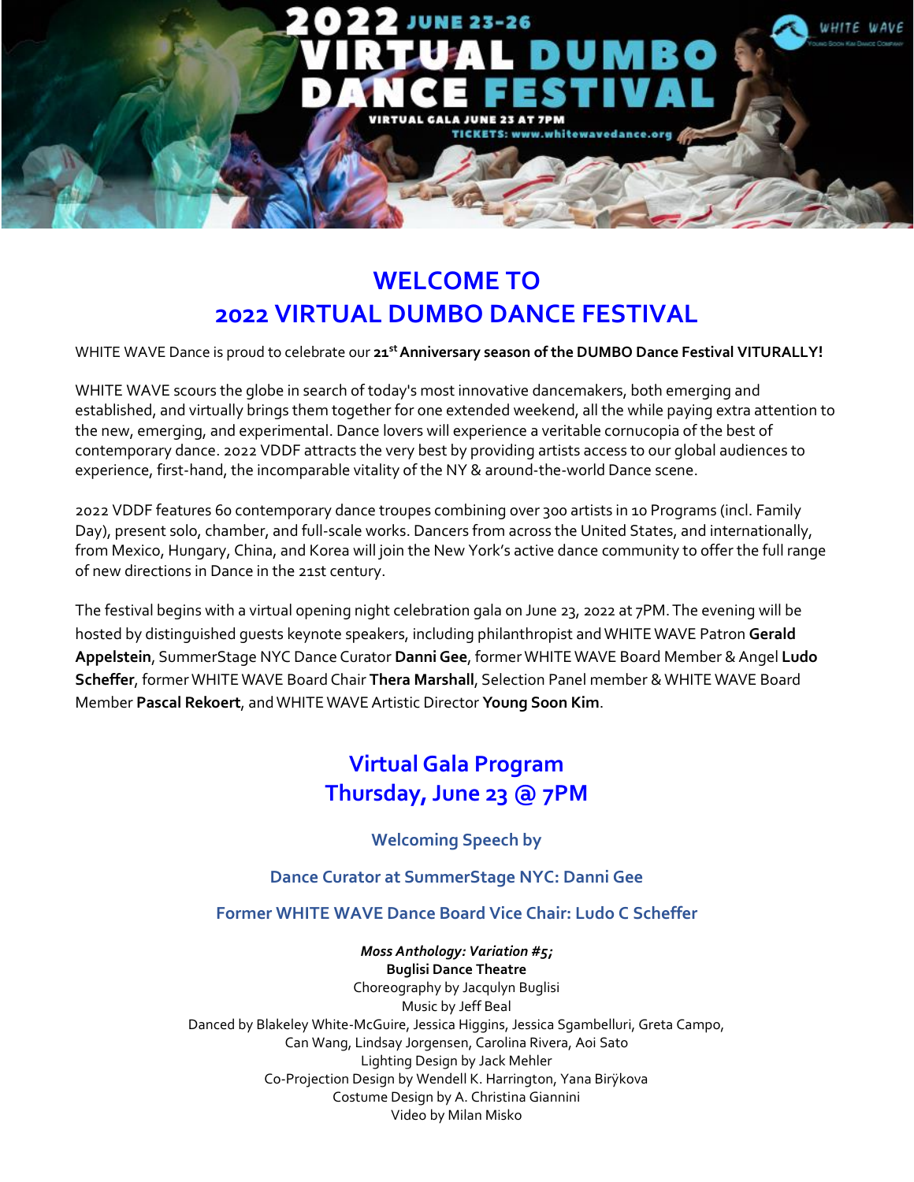2022 JUNE 23-26
VIRTUAL DUMBO DANCE FESTIVAL
VIRTUAL GALA JUNE 23 AT 7PM
TICKETS: www.whitewavedance.org

WHITE WAVE
Young Soon Kim Dance Company

# WELCOME TO
# 2022 VIRTUAL DUMBO DANCE FESTIVAL

WHITE WAVE Dance is proud to celebrate our **21st Anniversary season of the DUMBO Dance Festival VITURALLY!**

WHITE WAVE scours the globe in search of today's most innovative dancemakers, both emerging and established, and virtually brings them together for one extended weekend, all the while paying extra attention to the new, emerging, and experimental. Dance lovers will experience a veritable cornucopia of the best of contemporary dance. 2022 VDDF attracts the very best by providing artists access to our global audiences to experience, first-hand, the incomparable vitality of the NY & around-the-world Dance scene.

2022 VDDF features 60 contemporary dance troupes combining over 300 artists in 10 Programs (incl. Family Day), present solo, chamber, and full-scale works. Dancers from across the United States, and internationally, from Mexico, Hungary, China, and Korea will join the New York's active dance community to offer the full range of new directions in Dance in the 21st century.

The festival begins with a virtual opening night celebration gala on June 23, 2022 at 7PM. The evening will be hosted by distinguished guests keynote speakers, including philanthropist and WHITE WAVE Patron **Gerald Appelstein**, SummerStage NYC Dance Curator **Danni Gee**, former WHITE WAVE Board Member & Angel **Ludo Scheffer**, former WHITE WAVE Board Chair **Thera Marshall**, Selection Panel member & WHITE WAVE Board Member **Pascal Rekoert**, and WHITE WAVE Artistic Director **Young Soon Kim**.

## Virtual Gala Program
## Thursday, June 23 @ 7PM

### Welcoming Speech by

### Dance Curator at SummerStage NYC: Danni Gee

### Former WHITE WAVE Dance Board Vice Chair: Ludo C Scheffer

***Moss Anthology: Variation #5;***
**Buglisi Dance Theatre**
Choreography by Jacqulyn Buglisi
Music by Jeff Beal
Danced by Blakeley White-McGuire, Jessica Higgins, Jessica Sgambelluri, Greta Campo, Can Wang, Lindsay Jorgensen, Carolina Rivera, Aoi Sato
Lighting Design by Jack Mehler
Co-Projection Design by Wendell K. Harrington, Yana Birÿkova
Costume Design by A. Christina Giannini
Video by Milan Misko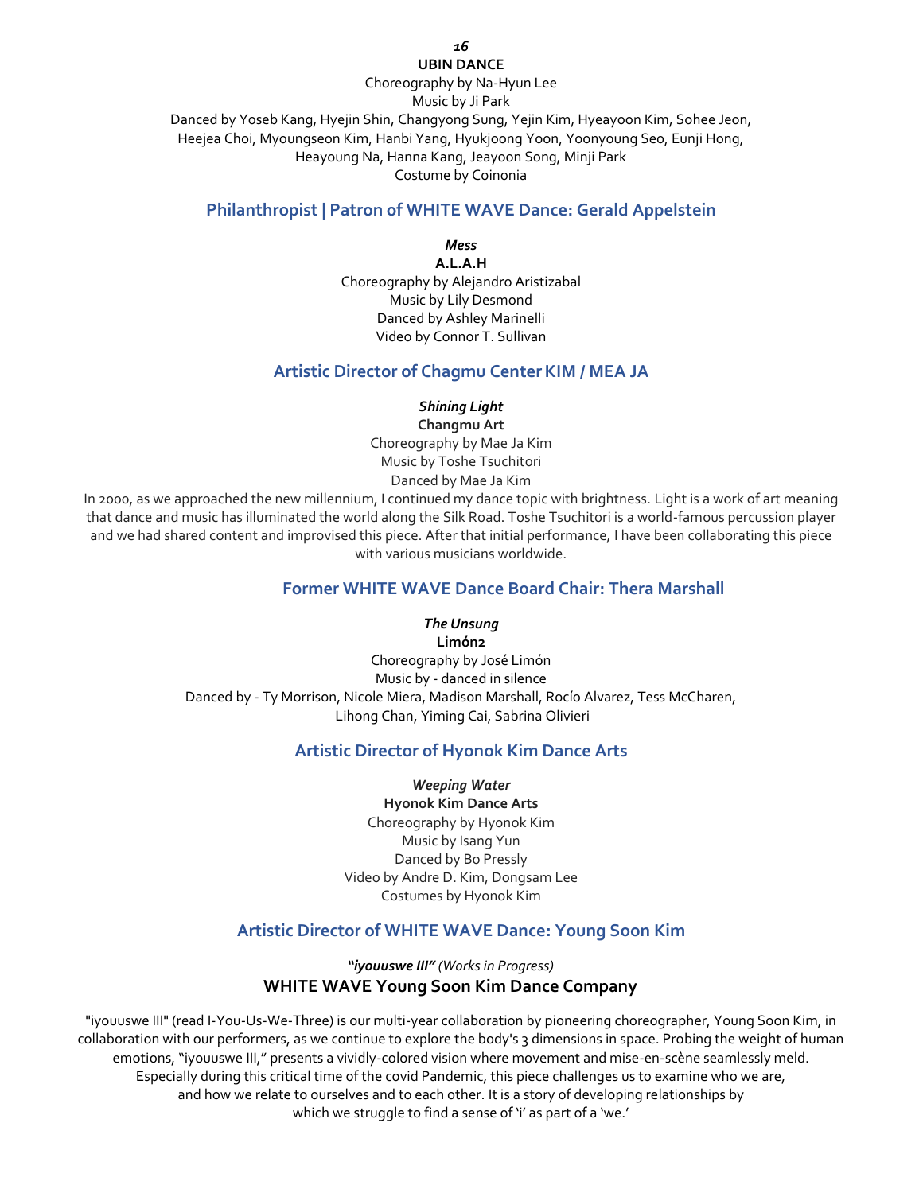**UBIN DANCE**

Choreography by Na-Hyun Lee
Music by Ji Park
Danced by Yoseb Kang, Hyejin Shin, Changyong Sung, Yejin Kim, Hyeayoon Kim, Sohee Jeon, Heejea Choi, Myoungseon Kim, Hanbi Yang, Hyukjoong Yoon, Yoonyoung Seo, Eunji Hong, Heayoung Na, Hanna Kang, Jeayoon Song, Minji Park
Costume by Coinonia

## Philanthropist | Patron of WHITE WAVE Dance: Gerald Appelstein

***Mess***

**A.L.A.H**

Choreography by Alejandro Aristizabal
Music by Lily Desmond
Danced by Ashley Marinelli
Video by Connor T. Sullivan

## Artistic Director of Chagmu Center KIM / MEA JA

***Shining Light***

**Changmu Art**

Choreography by Mae Ja Kim
Music by Toshe Tsuchitori
Danced by Mae Ja Kim

In 2000, as we approached the new millennium, I continued my dance topic with brightness. Light is a work of art meaning that dance and music has illuminated the world along the Silk Road. Toshe Tsuchitori is a world-famous percussion player and we had shared content and improvised this piece. After that initial performance, I have been collaborating this piece with various musicians worldwide.

## Former WHITE WAVE Dance Board Chair: Thera Marshall

***The Unsung***

**Limón2**

Choreography by José Limón
Music by - danced in silence
Danced by - Ty Morrison, Nicole Miera, Madison Marshall, Rocío Alvarez, Tess McCharen, Lihong Chan, Yiming Cai, Sabrina Olivieri

## Artistic Director of Hyonok Kim Dance Arts

***Weeping Water***

**Hyonok Kim Dance Arts**

Choreography by Hyonok Kim
Music by Isang Yun
Danced by Bo Pressly
Video by Andre D. Kim, Dongsam Lee
Costumes by Hyonok Kim

## Artistic Director of WHITE WAVE Dance: Young Soon Kim

***"iyouuswe III"*** *(Works in Progress)*

### WHITE WAVE Young Soon Kim Dance Company

"iyouuswe III" (read I-You-Us-We-Three) is our multi-year collaboration by pioneering choreographer, Young Soon Kim, in collaboration with our performers, as we continue to explore the body's 3 dimensions in space. Probing the weight of human emotions, "iyouuswe III," presents a vividly-colored vision where movement and mise-en-scène seamlessly meld. Especially during this critical time of the covid Pandemic, this piece challenges us to examine who we are, and how we relate to ourselves and to each other. It is a story of developing relationships by which we struggle to find a sense of 'i' as part of a 'we.'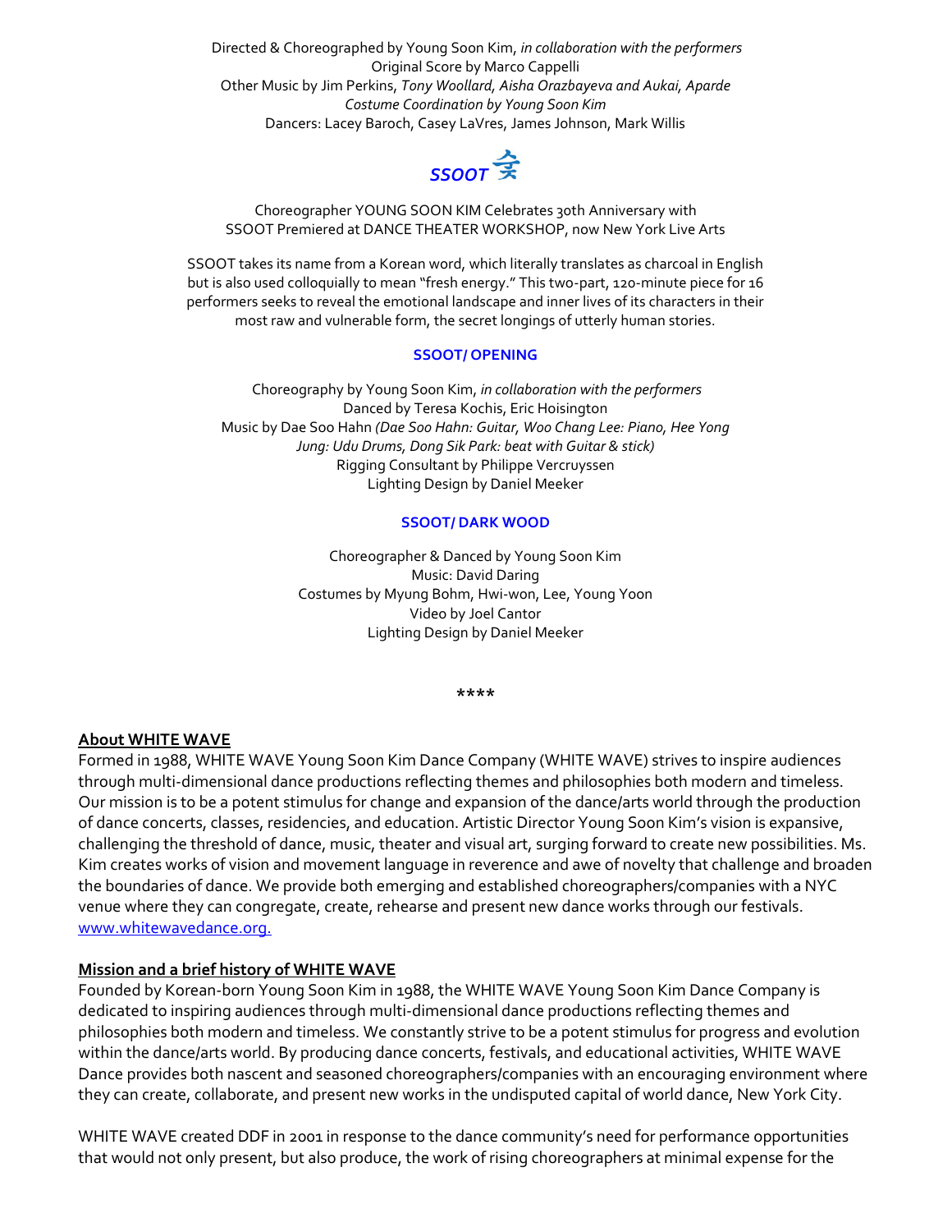Directed & Choreographed by Young Soon Kim, *in collaboration with the performers*
Original Score by Marco Cappelli
Other Music by Jim Perkins, *Tony Woollard, Aisha Orazbayeva and Aukai, Aparde*
*Costume Coordination by Young Soon Kim*
Dancers: Lacey Baroch, Casey LaVres, James Johnson, Mark Willis

***SSOOT* 숯**

Choreographer YOUNG SOON KIM Celebrates 30th Anniversary with
SSOOT Premiered at DANCE THEATER WORKSHOP, now New York Live Arts

SSOOT takes its name from a Korean word, which literally translates as charcoal in English but is also used colloquially to mean "fresh energy." This two-part, 120-minute piece for 16 performers seeks to reveal the emotional landscape and inner lives of its characters in their most raw and vulnerable form, the secret longings of utterly human stories.

**SSOOT/ OPENING**

Choreography by Young Soon Kim, *in collaboration with the performers*
Danced by Teresa Kochis, Eric Hoisington
Music by Dae Soo Hahn *(Dae Soo Hahn: Guitar, Woo Chang Lee: Piano, Hee Yong Jung: Udu Drums, Dong Sik Park: beat with Guitar & stick)*
Rigging Consultant by Philippe Vercruyssen
Lighting Design by Daniel Meeker

**SSOOT/ DARK WOOD**

Choreographer & Danced by Young Soon Kim
Music: David Daring
Costumes by Myung Bohm, Hwi-won, Lee, Young Yoon
Video by Joel Cantor
Lighting Design by Daniel Meeker

****

## About WHITE WAVE

Formed in 1988, WHITE WAVE Young Soon Kim Dance Company (WHITE WAVE) strives to inspire audiences through multi-dimensional dance productions reflecting themes and philosophies both modern and timeless. Our mission is to be a potent stimulus for change and expansion of the dance/arts world through the production of dance concerts, classes, residencies, and education. Artistic Director Young Soon Kim's vision is expansive, challenging the threshold of dance, music, theater and visual art, surging forward to create new possibilities. Ms. Kim creates works of vision and movement language in reverence and awe of novelty that challenge and broaden the boundaries of dance. We provide both emerging and established choreographers/companies with a NYC venue where they can congregate, create, rehearse and present new dance works through our festivals. www.whitewavedance.org.

## Mission and a brief history of WHITE WAVE

Founded by Korean-born Young Soon Kim in 1988, the WHITE WAVE Young Soon Kim Dance Company is dedicated to inspiring audiences through multi-dimensional dance productions reflecting themes and philosophies both modern and timeless. We constantly strive to be a potent stimulus for progress and evolution within the dance/arts world. By producing dance concerts, festivals, and educational activities, WHITE WAVE Dance provides both nascent and seasoned choreographers/companies with an encouraging environment where they can create, collaborate, and present new works in the undisputed capital of world dance, New York City.

WHITE WAVE created DDF in 2001 in response to the dance community's need for performance opportunities that would not only present, but also produce, the work of rising choreographers at minimal expense for the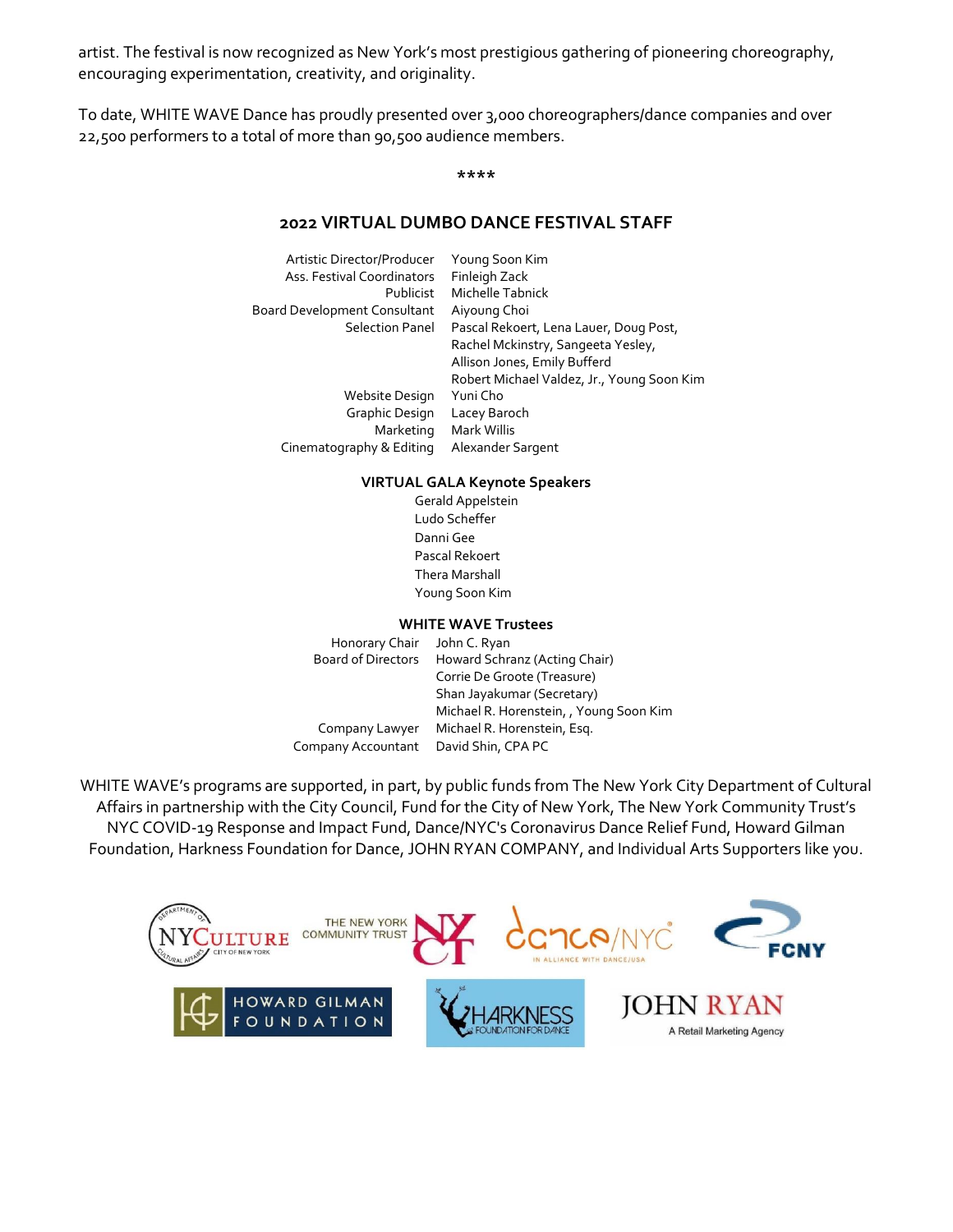artist. The festival is now recognized as New York's most prestigious gathering of pioneering choreography, encouraging experimentation, creativity, and originality.

To date, WHITE WAVE Dance has proudly presented over 3,000 choreographers/dance companies and over 22,500 performers to a total of more than 90,500 audience members.

****

## 2022 VIRTUAL DUMBO DANCE FESTIVAL STAFF

| | |
|---|---|
| Artistic Director/Producer | Young Soon Kim |
| Ass. Festival Coordinators | Finleigh Zack |
| Publicist | Michelle Tabnick |
| Board Development Consultant | Aiyoung Choi |
| Selection Panel | Pascal Rekoert, Lena Lauer, Doug Post, Rachel Mckinstry, Sangeeta Yesley, Allison Jones, Emily Bufferd Robert Michael Valdez, Jr., Young Soon Kim |
| Website Design | Yuni Cho |
| Graphic Design | Lacey Baroch |
| Marketing | Mark Willis |
| Cinematography & Editing | Alexander Sargent |

### VIRTUAL GALA Keynote Speakers

Gerald Appelstein
Ludo Scheffer
Danni Gee
Pascal Rekoert
Thera Marshall
Young Soon Kim

### WHITE WAVE Trustees

| | |
|---|---|
| Honorary Chair | John C. Ryan |
| Board of Directors | Howard Schranz (Acting Chair) Corrie De Groote (Treasure) Shan Jayakumar (Secretary) Michael R. Horenstein, , Young Soon Kim |
| Company Lawyer | Michael R. Horenstein, Esq. |
| Company Accountant | David Shin, CPA PC |

WHITE WAVE's programs are supported, in part, by public funds from The New York City Department of Cultural Affairs in partnership with the City Council, Fund for the City of New York, The New York Community Trust's NYC COVID-19 Response and Impact Fund, Dance/NYC's Coronavirus Dance Relief Fund, Howard Gilman Foundation, Harkness Foundation for Dance, JOHN RYAN COMPANY, and Individual Arts Supporters like you.